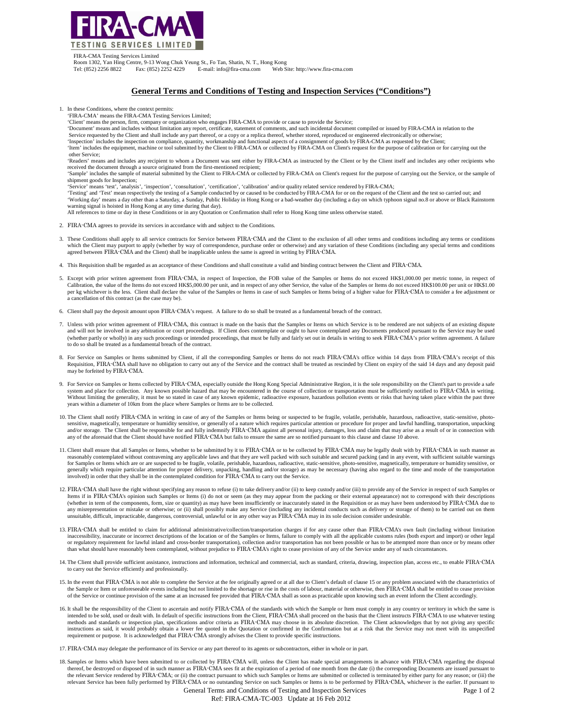FIRA-CMA Testing Services Limited
Room 1302, Yan Hing Centre, 9-13 Wong Chuk Yeung St., Fo Tan, Shatin, N. T., Hong Kong
Tel: (852) 2256 8822 Fax: (852) 2252 4229 E-mail: info@fira-cma.com Web Site: http://www.fira-cma.com

## General Terms and Conditions of Testing and Inspection Services ("Conditions")

1. In these Conditions, where the context permits:
   'FIRA-CMA' means the FIRA-CMA Testing Services Limited;
   'Client' means the person, firm, company or organization who engages FIRA-CMA to provide or cause to provide the Service;
   'Document' means and includes without limitation any report, certificate, statement of comments, and such incidental document compiled or issued by FIRA-CMA in relation to the Service requested by the Client and shall include any part thereof, or a copy or a replica thereof, whether stored, reproduced or engineered electronically or otherwise;
   'Inspection' includes the inspection on compliance, quantity, workmanship and functional aspects of a consignment of goods by FIRA-CMA as requested by the Client;
   'Item' includes the equipment, machine or tool submitted by the Client to FIRA-CMA or collected by FIRA-CMA on Client's request for the purpose of calibration or for carrying out the other Service;
   'Readers' means and includes any recipient to whom a Document was sent either by FIRA-CMA as instructed by the Client or by the Client itself and includes any other recipients who received the document through a source originated from the first-mentioned recipient;
   'Sample' includes the sample of material submitted by the Client to FIRA-CMA or collected by FIRA-CMA on Client's request for the purpose of carrying out the Service, or the sample of shipment goods for Inspection;
   'Service' means 'test', 'analysis', 'inspection', 'consultation', 'certification', 'calibration' and/or quality related service rendered by FIRA-CMA;
   'Testing' and 'Test' mean respectively the testing of a Sample conducted by or caused to be conducted by FIRA-CMA for or on the request of the Client and the test so carried out; and
   'Working day' means a day other than a Saturday, a Sunday, Public Holiday in Hong Kong or a bad-weather day (including a day on which typhoon signal no.8 or above or Black Rainstorm warning signal is hoisted in Hong Kong at any time during that day).
   All references to time or day in these Conditions or in any Quotation or Confirmation shall refer to Hong Kong time unless otherwise stated.

2. FIRA-CMA agrees to provide its services in accordance with and subject to the Conditions.

3. These Conditions shall apply to all service contracts for Service between FIRA-CMA and the Client to the exclusion of all other terms and conditions including any terms or conditions which the Client may purport to apply (whether by way of correspondence, purchase order or otherwise) and any variation of these Conditions (including any special terms and conditions agreed between FIRA-CMA and the Client) shall be inapplicable unless the same is agreed in writing by FIRA-CMA.

4. This Requisition shall be regarded as an acceptance of these Conditions and shall constitute a valid and binding contract between the Client and FIRA-CMA.

5. Except with prior written agreement from FIRA-CMA, in respect of Inspection, the FOB value of the Samples or Items do not exceed HK$1,000.00 per metric tonne, in respect of Calibration, the value of the Items do not exceed HK$5,000.00 per unit, and in respect of any other Service, the value of the Samples or Items do not exceed HK$100.00 per unit or HK$1.00 per kg whichever is the less. Client shall declare the value of the Samples or Items in case of such Samples or Items being of a higher value for FIRA-CMA to consider a fee adjustment or a cancellation of this contract (as the case may be).

6. Client shall pay the deposit amount upon FIRA-CMA's request. A failure to do so shall be treated as a fundamental breach of the contract.

7. Unless with prior written agreement of FIRA-CMA, this contract is made on the basis that the Samples or Items on which Service is to be rendered are not subjects of an existing dispute and will not be involved in any arbitration or court proceedings. If Client does contemplate or ought to have contemplated any Documents produced pursuant to the Service may be used (whether partly or wholly) in any such proceedings or intended proceedings, that must be fully and fairly set out in details in writing to seek FIRA-CMA's prior written agreement. A failure to do so shall be treated as a fundamental breach of the contract.

8. For Service on Samples or Items submitted by Client, if all the corresponding Samples or Items do not reach FIRA-CMA's office within 14 days from FIRA-CMA's receipt of this Requisition, FIRA-CMA shall have no obligation to carry out any of the Service and the contract shall be treated as rescinded by Client on expiry of the said 14 days and any deposit paid may be forfeited by FIRA-CMA.

9. For Service on Samples or Items collected by FIRA-CMA, especially outside the Hong Kong Special Administrative Region, it is the sole responsibility on the Client's part to provide a safe system and place for collection. Any known possible hazard that may be encountered in the course of collection or transportation must be sufficiently notified to FIRA-CMA in writing. Without limiting the generality, it must be so stated in case of any known epidemic, radioactive exposure, hazardous pollution events or risks that having taken place within the past three years within a diameter of 10km from the place where Samples or Items are to be collected.

10. The Client shall notify FIRA-CMA in writing in case of any of the Samples or Items being or suspected to be fragile, volatile, perishable, hazardous, radioactive, static-sensitive, photo-sensitive, magnetically, temperature or humidity sensitive, or generally of a nature which requires particular attention or procedure for proper and lawful handling, transportation, unpacking and/or storage. The Client shall be responsible for and fully indemnify FIRA-CMA against all personal injury, damages, loss and claim that may arise as a result of or in connection with any of the aforesaid that the Client should have notified FIRA-CMA but fails to ensure the same are so notified pursuant to this clause and clause 10 above.

11. Client shall ensure that all Samples or Items, whether to be submitted by it to FIRA-CMA or to be collected by FIRA-CMA may be legally dealt with by FIRA-CMA in such manner as reasonably contemplated without contravening any applicable laws and that they are well packed with such suitable and secured packing (and in any event, with sufficient suitable warnings for Samples or Items which are or are suspected to be fragile, volatile, perishable, hazardous, radioactive, static-sensitive, photo-sensitive, magnetically, temperature or humidity sensitive, or generally which require particular attention for proper delivery, unpacking, handling and/or storage) as may be necessary (having also regard to the time and mode of the transportation involved) in order that they shall be in the contemplated condition for FIRA-CMA to carry out the Service.

12. FIRA-CMA shall have the right without specifying any reason to refuse (i) to take delivery and/or (ii) to keep custody and/or (iii) to provide any of the Service in respect of such Samples or Items if in FIRA-CMA's opinion such Samples or Items (i) do not or seem (as they may appear from the packing or their external appearance) not to correspond with their descriptions (whether in term of the components, form, size or quantity) as may have been insufficiently or inaccurately stated in the Requisition or as may have been understood by FIRA-CMA due to any misrepresentation or mistake or otherwise; or (ii) shall possibly make any Service (including any incidental conducts such as delivery or storage of them) to be carried out on them unsuitable, difficult, impracticable, dangerous, controversial, unlawful or in any other way as FIRA-CMA may in its sole decision consider undesirable.

13. FIRA-CMA shall be entitled to claim for additional administrative/collection/transportation charges if for any cause other than FIRA-CMA's own fault (including without limitation inaccessibility, inaccurate or incorrect descriptions of the location or of the Samples or Items, failure to comply with all the applicable customs rules (both export and import) or other legal or regulatory requirement for lawful inland and cross-border transportation), collection and/or transportation has not been possible or has to be attempted more than once or by means other than what should have reasonably been contemplated, without prejudice to FIRA-CMA's right to cease provision of any of the Service under any of such circumstances.

14. The Client shall provide sufficient assistance, instructions and information, technical and commercial, such as standard, criteria, drawing, inspection plan, access etc., to enable FIRA-CMA to carry out the Service efficiently and professionally.

15. In the event that FIRA-CMA is not able to complete the Service at the fee originally agreed or at all due to Client's default of clause 15 or any problem associated with the characteristics of the Sample or Item or unforeseeable events including but not limited to the shortage or rise in the costs of labour, material or otherwise, then FIRA-CMA shall be entitled to cease provision of the Service or continue provision of the same at an increased fee provided that FIRA-CMA shall as soon as practicable upon knowing such an event inform the Client accordingly.

16. It shall be the responsibility of the Client to ascertain and notify FIRA-CMA of the standards with which the Sample or Item must comply in any country or territory in which the same is intended to be sold, used or dealt with. In default of specific instructions from the Client, FIRA-CMA shall proceed on the basis that the Client instructs FIRA-CMA to use whatever testing methods and standards or inspection plan, specifications and/or criteria as FIRA-CMA may choose in its absolute discretion. The Client acknowledges that by not giving any specific instructions as said, it would probably obtain a lower fee quoted in the Quotation or confirmed in the Confirmation but at a risk that the Service may not meet with its unspecified requirement or purpose. It is acknowledged that FIRA-CMA strongly advises the Client to provide specific instructions.

17. FIRA-CMA may delegate the performance of its Service or any part thereof to its agents or subcontractors, either in whole or in part.

18. Samples or Items which have been submitted to or collected by FIRA-CMA will, unless the Client has made special arrangements in advance with FIRA-CMA regarding the disposal thereof, be destroyed or disposed of in such manner as FIRA-CMA sees fit at the expiration of a period of one month from the date (i) the corresponding Documents are issued pursuant to the relevant Service rendered by FIRA-CMA; or (ii) the contract pursuant to which such Samples or Items are submitted or collected is terminated by either party for any reason; or (iii) the relevant Service has been fully performed by FIRA-CMA or no outstanding Service on such Samples or Items is to be performed by FIRA-CMA, whichever is the earlier. If pursuant to

Ref: FIRA-CMA-TC-003 Update at 16 Feb 2012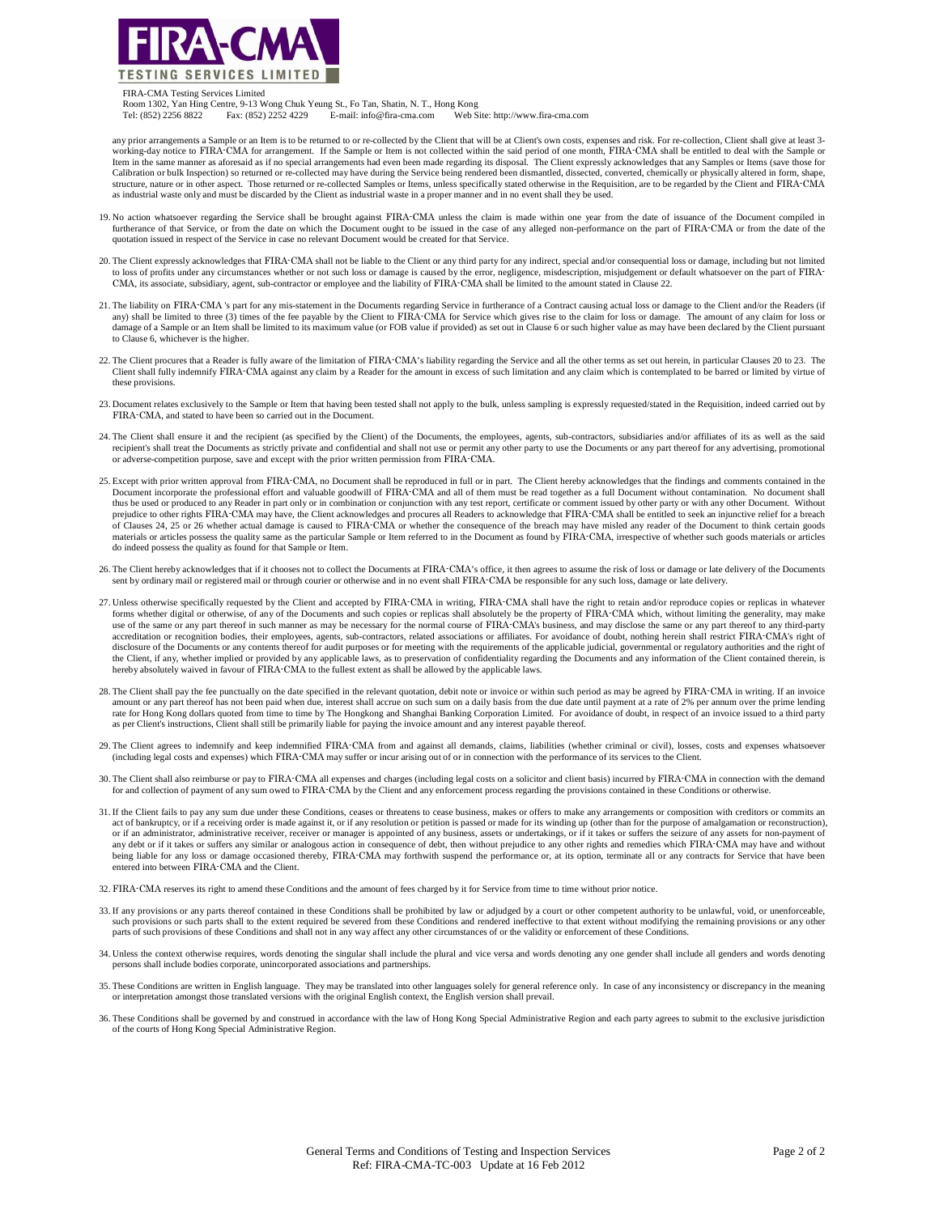FIRA-CMA Testing Services Limited
Room 1302, Yan Hing Centre, 9-13 Wong Chuk Yeung St., Fo Tan, Shatin, N. T., Hong Kong
Tel: (852) 2256 8822 Fax: (852) 2252 4229 E-mail: info@fira-cma.com Web Site: http://www.fira-cma.com

any prior arrangements a Sample or an Item is to be returned to or re-collected by the Client that will be at Client's own costs, expenses and risk. For re-collection, Client shall give at least 3-working-day notice to FIRA-CMA for arrangement. If the Sample or Item is not collected within the said period of one month, FIRA-CMA shall be entitled to deal with the Sample or Item in the same manner as aforesaid as if no special arrangements had even been made regarding its disposal. The Client expressly acknowledges that any Samples or Items (save those for Calibration or bulk Inspection) so returned or re-collected may have during the Service being rendered been dismantled, dissected, converted, chemically or physically altered in form, shape, structure, nature or in other aspect. Those returned or re-collected Samples or Items, unless specifically stated otherwise in the Requisition, are to be regarded by the Client and FIRA-CMA as industrial waste only and must be discarded by the Client as industrial waste in a proper manner and in no event shall they be used.

19. No action whatsoever regarding the Service shall be brought against FIRA-CMA unless the claim is made within one year from the date of issuance of the Document compiled in furtherance of that Service, or from the date on which the Document ought to be issued in the case of any alleged non-performance on the part of FIRA-CMA or from the date of the quotation issued in respect of the Service in case no relevant Document would be created for that Service.

20. The Client expressly acknowledges that FIRA-CMA shall not be liable to the Client or any third party for any indirect, special and/or consequential loss or damage, including but not limited to loss of profits under any circumstances whether or not such loss or damage is caused by the error, negligence, misdescription, misjudgement or default whatsoever on the part of FIRA-CMA, its associate, subsidiary, agent, sub-contractor or employee and the liability of FIRA-CMA shall be limited to the amount stated in Clause 22.

21. The liability on FIRA-CMA 's part for any mis-statement in the Documents regarding Service in furtherance of a Contract causing actual loss or damage to the Client and/or the Readers (if any) shall be limited to three (3) times of the fee payable by the Client to FIRA-CMA for Service which gives rise to the claim for loss or damage. The amount of any claim for loss or damage of a Sample or an Item shall be limited to its maximum value (or FOB value if provided) as set out in Clause 6 or such higher value as may have been declared by the Client pursuant to Clause 6, whichever is the higher.

22. The Client procures that a Reader is fully aware of the limitation of FIRA-CMA's liability regarding the Service and all the other terms as set out herein, in particular Clauses 20 to 23. The Client shall fully indemnify FIRA-CMA against any claim by a Reader for the amount in excess of such limitation and any claim which is contemplated to be barred or limited by virtue of these provisions.

23. Document relates exclusively to the Sample or Item that having been tested shall not apply to the bulk, unless sampling is expressly requested/stated in the Requisition, indeed carried out by FIRA-CMA, and stated to have been so carried out in the Document.

24. The Client shall ensure it and the recipient (as specified by the Client) of the Documents, the employees, agents, sub-contractors, subsidiaries and/or affiliates of its as well as the said recipient's shall treat the Documents as strictly private and confidential and shall not use or permit any other party to use the Documents or any part thereof for any advertising, promotional or adverse-competition purpose, save and except with the prior written permission from FIRA-CMA.

25. Except with prior written approval from FIRA-CMA, no Document shall be reproduced in full or in part. The Client hereby acknowledges that the findings and comments contained in the Document incorporate the professional effort and valuable goodwill of FIRA-CMA and all of them must be read together as a full Document without contamination. No document shall thus be used or produced to any Reader in part only or in combination or conjunction with any test report, certificate or comment issued by other party or with any other Document. Without prejudice to other rights FIRA-CMA may have, the Client acknowledges and procures all Readers to acknowledge that FIRA-CMA shall be entitled to seek an injunctive relief for a breach of Clauses 24, 25 or 26 whether actual damage is caused to FIRA-CMA or whether the consequence of the breach may have misled any reader of the Document to think certain goods materials or articles possess the quality same as the particular Sample or Item referred to in the Document as found by FIRA-CMA, irrespective of whether such goods materials or articles do indeed possess the quality as found for that Sample or Item.

26. The Client hereby acknowledges that if it chooses not to collect the Documents at FIRA-CMA's office, it then agrees to assume the risk of loss or damage or late delivery of the Documents sent by ordinary mail or registered mail or through courier or otherwise and in no event shall FIRA-CMA be responsible for any such loss, damage or late delivery.

27. Unless otherwise specifically requested by the Client and accepted by FIRA-CMA in writing, FIRA-CMA shall have the right to retain and/or reproduce copies or replicas in whatever forms whether digital or otherwise, of any of the Documents and such copies or replicas shall absolutely be the property of FIRA-CMA which, without limiting the generality, may make use of the same or any part thereof in such manner as may be necessary for the normal course of FIRA-CMA's business, and may disclose the same or any part thereof to any third-party accreditation or recognition bodies, their employees, agents, sub-contractors, related associations or affiliates. For avoidance of doubt, nothing herein shall restrict FIRA-CMA's right of disclosure of the Documents or any contents thereof for audit purposes or for meeting with the requirements of the applicable judicial, governmental or regulatory authorities and the right of the Client, if any, whether implied or provided by any applicable laws, as to preservation of confidentiality regarding the Documents and any information of the Client contained therein, is hereby absolutely waived in favour of FIRA-CMA to the fullest extent as shall be allowed by the applicable laws.

28. The Client shall pay the fee punctually on the date specified in the relevant quotation, debit note or invoice or within such period as may be agreed by FIRA-CMA in writing. If an invoice amount or any part thereof has not been paid when due, interest shall accrue on such sum on a daily basis from the due date until payment at a rate of 2% per annum over the prime lending rate for Hong Kong dollars quoted from time to time by The Hongkong and Shanghai Banking Corporation Limited. For avoidance of doubt, in respect of an invoice issued to a third party as per Client's instructions, Client shall still be primarily liable for paying the invoice amount and any interest payable thereof.

29. The Client agrees to indemnify and keep indemnified FIRA-CMA from and against all demands, claims, liabilities (whether criminal or civil), losses, costs and expenses whatsoever (including legal costs and expenses) which FIRA-CMA may suffer or incur arising out of or in connection with the performance of its services to the Client.

30. The Client shall also reimburse or pay to FIRA-CMA all expenses and charges (including legal costs on a solicitor and client basis) incurred by FIRA-CMA in connection with the demand for and collection of payment of any sum owed to FIRA-CMA by the Client and any enforcement process regarding the provisions contained in these Conditions or otherwise.

31. If the Client fails to pay any sum due under these Conditions, ceases or threatens to cease business, makes or offers to make any arrangements or composition with creditors or commits an act of bankruptcy, or if a receiving order is made against it, or if any resolution or petition is passed or made for its winding up (other than for the purpose of amalgamation or reconstruction), or if an administrator, administrative receiver, receiver or manager is appointed of any business, assets or undertakings, or if it takes or suffers the seizure of any assets for non-payment of any debt or if it takes or suffers any similar or analogous action in consequence of debt, then without prejudice to any other rights and remedies which FIRA-CMA may have and without being liable for any loss or damage occasioned thereby, FIRA-CMA may forthwith suspend the performance or, at its option, terminate all or any contracts for Service that have been entered into between FIRA-CMA and the Client.

32. FIRA-CMA reserves its right to amend these Conditions and the amount of fees charged by it for Service from time to time without prior notice.

33. If any provisions or any parts thereof contained in these Conditions shall be prohibited by law or adjudged by a court or other competent authority to be unlawful, void, or unenforceable, such provisions or such parts shall to the extent required be severed from these Conditions and rendered ineffective to that extent without modifying the remaining provisions or any other parts of such provisions of these Conditions and shall not in any way affect any other circumstances of or the validity or enforcement of these Conditions.

34. Unless the context otherwise requires, words denoting the singular shall include the plural and vice versa and words denoting any one gender shall include all genders and words denoting persons shall include bodies corporate, unincorporated associations and partnerships.

35. These Conditions are written in English language. They may be translated into other languages solely for general reference only. In case of any inconsistency or discrepancy in the meaning or interpretation amongst those translated versions with the original English context, the English version shall prevail.

36. These Conditions shall be governed by and construed in accordance with the law of Hong Kong Special Administrative Region and each party agrees to submit to the exclusive jurisdiction of the courts of Hong Kong Special Administrative Region.

General Terms and Conditions of Testing and Inspection Services
Ref: FIRA-CMA-TC-003 Update at 16 Feb 2012